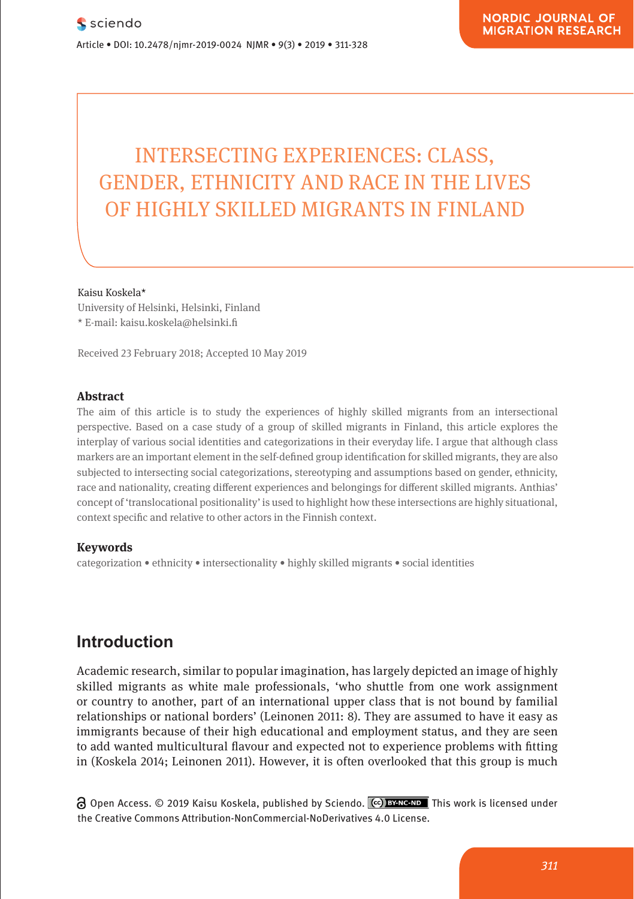# INTERSECTING EXPERIENCES: CLASS, GENDER, ETHNICITY AND RACE IN THE LIVES OF HIGHLY SKILLED MIGRANTS IN FINLAND

Kaisu Koskela*

University of Helsinki, Helsinki, Finland

* E-mail: kaisu.koskela@helsinki.fi

Received 23 February 2018; Accepted 10 May 2019

## Abstract

The aim of this article is to study the experiences of highly skilled migrants from an intersectional perspective. Based on a case study of a group of skilled migrants in Finland, this article explores the interplay of various social identities and categorizations in their everyday life. I argue that although class markers are an important element in the self-defined group identification for skilled migrants, they are also subjected to intersecting social categorizations, stereotyping and assumptions based on gender, ethnicity, race and nationality, creating different experiences and belongings for different skilled migrants. Anthias' concept of 'translocational positionality' is used to highlight how these intersections are highly situational, context specific and relative to other actors in the Finnish context.

## Keywords

categorization • ethnicity • intersectionality • highly skilled migrants • social identities

## Introduction

Academic research, similar to popular imagination, has largely depicted an image of highly skilled migrants as white male professionals, 'who shuttle from one work assignment or country to another, part of an international upper class that is not bound by familial relationships or national borders' (Leinonen 2011: 8). They are assumed to have it easy as immigrants because of their high educational and employment status, and they are seen to add wanted multicultural flavour and expected not to experience problems with fitting in (Koskela 2014; Leinonen 2011). However, it is often overlooked that this group is much

Open Access. © 2019 Kaisu Koskela, published by Sciendo. This work is licensed under the Creative Commons Attribution-NonCommercial-NoDerivatives 4.0 License.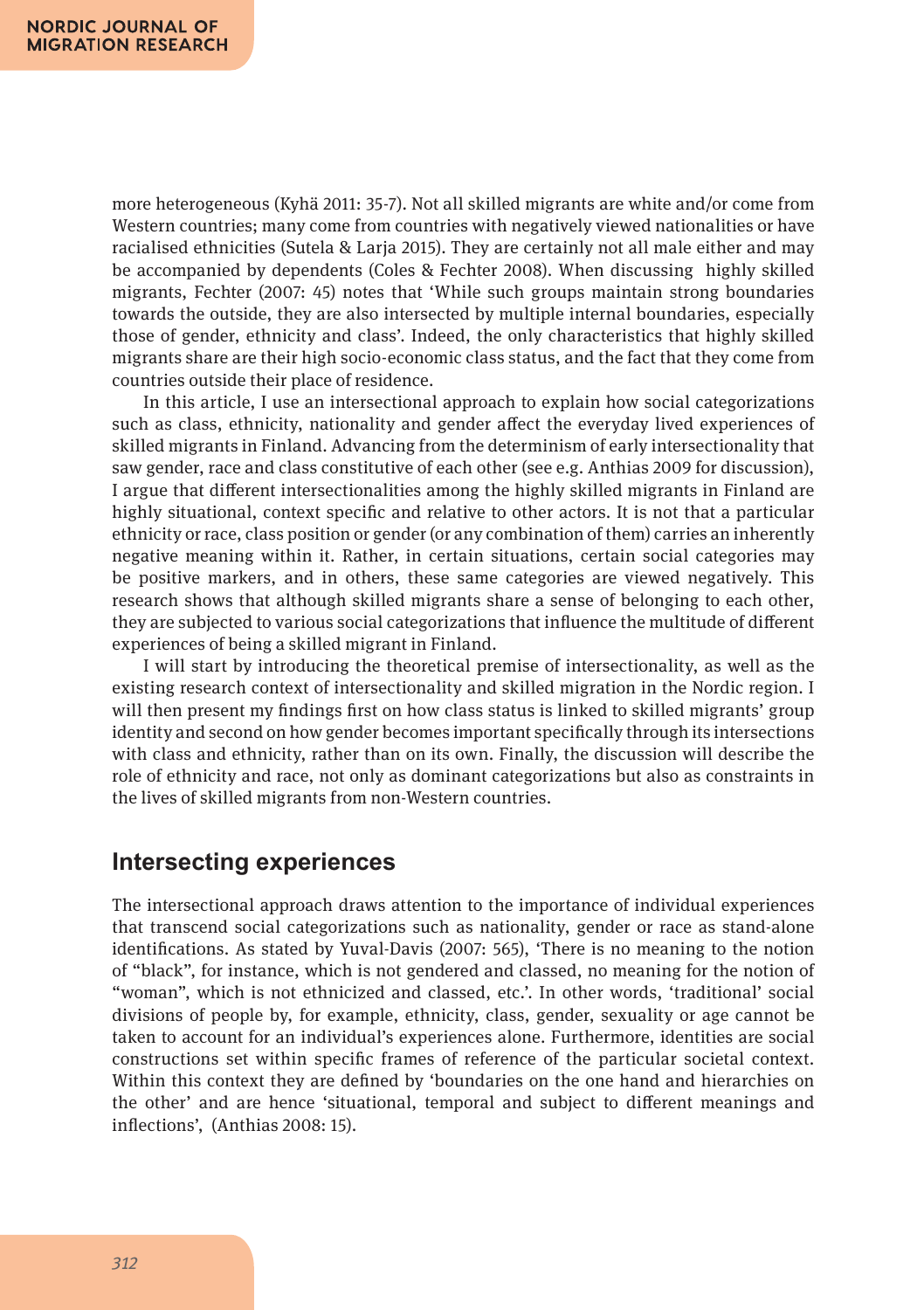more heterogeneous (Kyhä 2011: 35-7). Not all skilled migrants are white and/or come from Western countries; many come from countries with negatively viewed nationalities or have racialised ethnicities (Sutela & Larja 2015). They are certainly not all male either and may be accompanied by dependents (Coles & Fechter 2008). When discussing highly skilled migrants, Fechter (2007: 45) notes that 'While such groups maintain strong boundaries towards the outside, they are also intersected by multiple internal boundaries, especially those of gender, ethnicity and class'. Indeed, the only characteristics that highly skilled migrants share are their high socio-economic class status, and the fact that they come from countries outside their place of residence.

In this article, I use an intersectional approach to explain how social categorizations such as class, ethnicity, nationality and gender affect the everyday lived experiences of skilled migrants in Finland. Advancing from the determinism of early intersectionality that saw gender, race and class constitutive of each other (see e.g. Anthias 2009 for discussion), I argue that different intersectionalities among the highly skilled migrants in Finland are highly situational, context specific and relative to other actors. It is not that a particular ethnicity or race, class position or gender (or any combination of them) carries an inherently negative meaning within it. Rather, in certain situations, certain social categories may be positive markers, and in others, these same categories are viewed negatively. This research shows that although skilled migrants share a sense of belonging to each other, they are subjected to various social categorizations that influence the multitude of different experiences of being a skilled migrant in Finland.

I will start by introducing the theoretical premise of intersectionality, as well as the existing research context of intersectionality and skilled migration in the Nordic region. I will then present my findings first on how class status is linked to skilled migrants' group identity and second on how gender becomes important specifically through its intersections with class and ethnicity, rather than on its own. Finally, the discussion will describe the role of ethnicity and race, not only as dominant categorizations but also as constraints in the lives of skilled migrants from non-Western countries.

## Intersecting experiences

The intersectional approach draws attention to the importance of individual experiences that transcend social categorizations such as nationality, gender or race as stand-alone identifications. As stated by Yuval-Davis (2007: 565), 'There is no meaning to the notion of "black", for instance, which is not gendered and classed, no meaning for the notion of "woman", which is not ethnicized and classed, etc.'. In other words, 'traditional' social divisions of people by, for example, ethnicity, class, gender, sexuality or age cannot be taken to account for an individual's experiences alone. Furthermore, identities are social constructions set within specific frames of reference of the particular societal context. Within this context they are defined by 'boundaries on the one hand and hierarchies on the other' and are hence 'situational, temporal and subject to different meanings and inflections', (Anthias 2008: 15).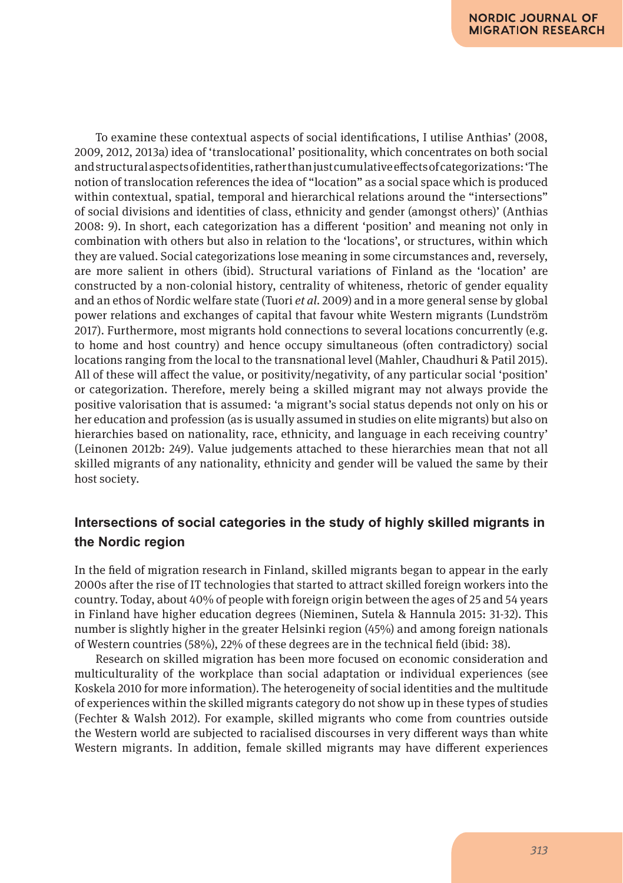To examine these contextual aspects of social identifications, I utilise Anthias' (2008, 2009, 2012, 2013a) idea of 'translocational' positionality, which concentrates on both social and structural aspects of identities, rather than just cumulative effects of categorizations: 'The notion of translocation references the idea of "location" as a social space which is produced within contextual, spatial, temporal and hierarchical relations around the "intersections" of social divisions and identities of class, ethnicity and gender (amongst others)' (Anthias 2008: 9). In short, each categorization has a different 'position' and meaning not only in combination with others but also in relation to the 'locations', or structures, within which they are valued. Social categorizations lose meaning in some circumstances and, reversely, are more salient in others (ibid). Structural variations of Finland as the 'location' are constructed by a non-colonial history, centrality of whiteness, rhetoric of gender equality and an ethos of Nordic welfare state (Tuori *et al.* 2009) and in a more general sense by global power relations and exchanges of capital that favour white Western migrants (Lundström 2017). Furthermore, most migrants hold connections to several locations concurrently (e.g. to home and host country) and hence occupy simultaneous (often contradictory) social locations ranging from the local to the transnational level (Mahler, Chaudhuri & Patil 2015). All of these will affect the value, or positivity/negativity, of any particular social 'position' or categorization. Therefore, merely being a skilled migrant may not always provide the positive valorisation that is assumed: 'a migrant's social status depends not only on his or her education and profession (as is usually assumed in studies on elite migrants) but also on hierarchies based on nationality, race, ethnicity, and language in each receiving country' (Leinonen 2012b: 249). Value judgements attached to these hierarchies mean that not all skilled migrants of any nationality, ethnicity and gender will be valued the same by their host society.

## Intersections of social categories in the study of highly skilled migrants in the Nordic region

In the field of migration research in Finland, skilled migrants began to appear in the early 2000s after the rise of IT technologies that started to attract skilled foreign workers into the country. Today, about 40% of people with foreign origin between the ages of 25 and 54 years in Finland have higher education degrees (Nieminen, Sutela & Hannula 2015: 31-32). This number is slightly higher in the greater Helsinki region (45%) and among foreign nationals of Western countries (58%), 22% of these degrees are in the technical field (ibid: 38).

Research on skilled migration has been more focused on economic consideration and multiculturality of the workplace than social adaptation or individual experiences (see Koskela 2010 for more information). The heterogeneity of social identities and the multitude of experiences within the skilled migrants category do not show up in these types of studies (Fechter & Walsh 2012). For example, skilled migrants who come from countries outside the Western world are subjected to racialised discourses in very different ways than white Western migrants. In addition, female skilled migrants may have different experiences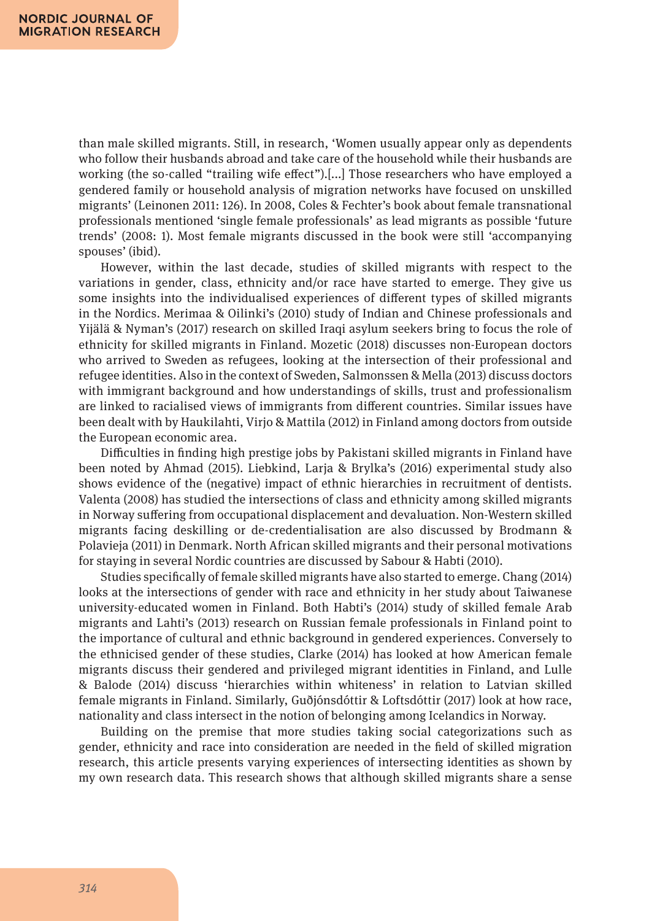than male skilled migrants. Still, in research, 'Women usually appear only as dependents who follow their husbands abroad and take care of the household while their husbands are working (the so-called "trailing wife effect").[...] Those researchers who have employed a gendered family or household analysis of migration networks have focused on unskilled migrants' (Leinonen 2011: 126). In 2008, Coles & Fechter's book about female transnational professionals mentioned 'single female professionals' as lead migrants as possible 'future trends' (2008: 1). Most female migrants discussed in the book were still 'accompanying spouses' (ibid).

However, within the last decade, studies of skilled migrants with respect to the variations in gender, class, ethnicity and/or race have started to emerge. They give us some insights into the individualised experiences of different types of skilled migrants in the Nordics. Merimaa & Oilinki's (2010) study of Indian and Chinese professionals and Yijälä & Nyman's (2017) research on skilled Iraqi asylum seekers bring to focus the role of ethnicity for skilled migrants in Finland. Mozetic (2018) discusses non-European doctors who arrived to Sweden as refugees, looking at the intersection of their professional and refugee identities. Also in the context of Sweden, Salmonssen & Mella (2013) discuss doctors with immigrant background and how understandings of skills, trust and professionalism are linked to racialised views of immigrants from different countries. Similar issues have been dealt with by Haukilahti, Virjo & Mattila (2012) in Finland among doctors from outside the European economic area.

Difficulties in finding high prestige jobs by Pakistani skilled migrants in Finland have been noted by Ahmad (2015). Liebkind, Larja & Brylka's (2016) experimental study also shows evidence of the (negative) impact of ethnic hierarchies in recruitment of dentists. Valenta (2008) has studied the intersections of class and ethnicity among skilled migrants in Norway suffering from occupational displacement and devaluation. Non-Western skilled migrants facing deskilling or de-credentialisation are also discussed by Brodmann & Polavieja (2011) in Denmark. North African skilled migrants and their personal motivations for staying in several Nordic countries are discussed by Sabour & Habti (2010).

Studies specifically of female skilled migrants have also started to emerge. Chang (2014) looks at the intersections of gender with race and ethnicity in her study about Taiwanese university-educated women in Finland. Both Habti's (2014) study of skilled female Arab migrants and Lahti's (2013) research on Russian female professionals in Finland point to the importance of cultural and ethnic background in gendered experiences. Conversely to the ethnicised gender of these studies, Clarke (2014) has looked at how American female migrants discuss their gendered and privileged migrant identities in Finland, and Lulle & Balode (2014) discuss 'hierarchies within whiteness' in relation to Latvian skilled female migrants in Finland. Similarly, Guðjónsdóttir & Loftsdóttir (2017) look at how race, nationality and class intersect in the notion of belonging among Icelandics in Norway.

Building on the premise that more studies taking social categorizations such as gender, ethnicity and race into consideration are needed in the field of skilled migration research, this article presents varying experiences of intersecting identities as shown by my own research data. This research shows that although skilled migrants share a sense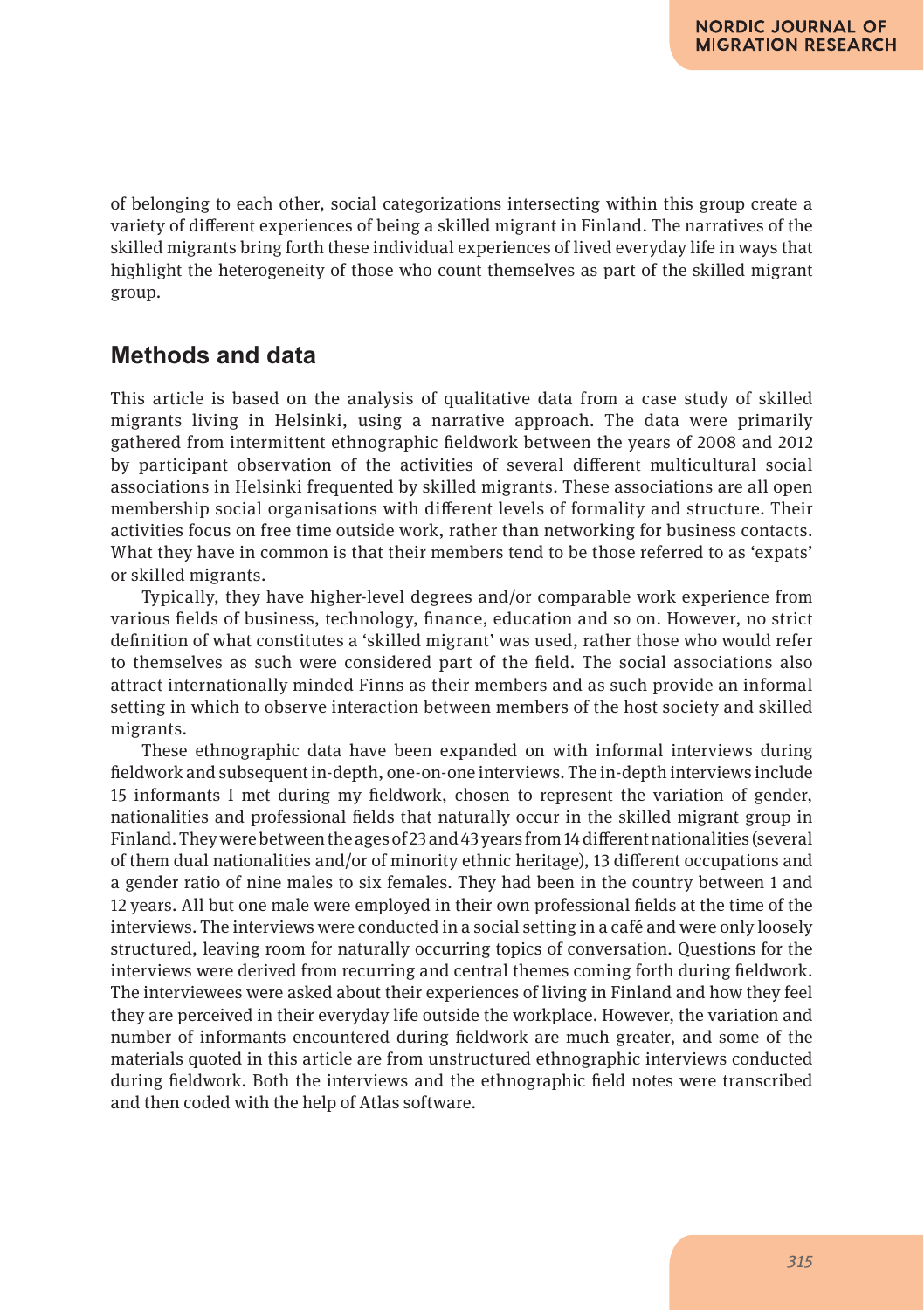of belonging to each other, social categorizations intersecting within this group create a variety of different experiences of being a skilled migrant in Finland. The narratives of the skilled migrants bring forth these individual experiences of lived everyday life in ways that highlight the heterogeneity of those who count themselves as part of the skilled migrant group.

## Methods and data

This article is based on the analysis of qualitative data from a case study of skilled migrants living in Helsinki, using a narrative approach. The data were primarily gathered from intermittent ethnographic fieldwork between the years of 2008 and 2012 by participant observation of the activities of several different multicultural social associations in Helsinki frequented by skilled migrants. These associations are all open membership social organisations with different levels of formality and structure. Their activities focus on free time outside work, rather than networking for business contacts. What they have in common is that their members tend to be those referred to as 'expats' or skilled migrants.

Typically, they have higher-level degrees and/or comparable work experience from various fields of business, technology, finance, education and so on. However, no strict definition of what constitutes a 'skilled migrant' was used, rather those who would refer to themselves as such were considered part of the field. The social associations also attract internationally minded Finns as their members and as such provide an informal setting in which to observe interaction between members of the host society and skilled migrants.

These ethnographic data have been expanded on with informal interviews during fieldwork and subsequent in-depth, one-on-one interviews. The in-depth interviews include 15 informants I met during my fieldwork, chosen to represent the variation of gender, nationalities and professional fields that naturally occur in the skilled migrant group in Finland. They were between the ages of 23 and 43 years from 14 different nationalities (several of them dual nationalities and/or of minority ethnic heritage), 13 different occupations and a gender ratio of nine males to six females. They had been in the country between 1 and 12 years. All but one male were employed in their own professional fields at the time of the interviews. The interviews were conducted in a social setting in a café and were only loosely structured, leaving room for naturally occurring topics of conversation. Questions for the interviews were derived from recurring and central themes coming forth during fieldwork. The interviewees were asked about their experiences of living in Finland and how they feel they are perceived in their everyday life outside the workplace. However, the variation and number of informants encountered during fieldwork are much greater, and some of the materials quoted in this article are from unstructured ethnographic interviews conducted during fieldwork. Both the interviews and the ethnographic field notes were transcribed and then coded with the help of Atlas software.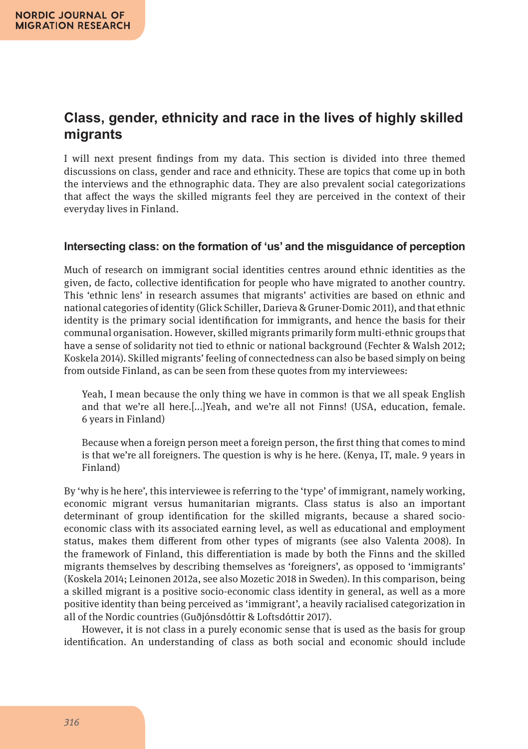## Class, gender, ethnicity and race in the lives of highly skilled migrants

I will next present findings from my data. This section is divided into three themed discussions on class, gender and race and ethnicity. These are topics that come up in both the interviews and the ethnographic data. They are also prevalent social categorizations that affect the ways the skilled migrants feel they are perceived in the context of their everyday lives in Finland.

### Intersecting class: on the formation of 'us' and the misguidance of perception

Much of research on immigrant social identities centres around ethnic identities as the given, de facto, collective identification for people who have migrated to another country. This 'ethnic lens' in research assumes that migrants' activities are based on ethnic and national categories of identity (Glick Schiller, Darieva & Gruner-Domic 2011), and that ethnic identity is the primary social identification for immigrants, and hence the basis for their communal organisation. However, skilled migrants primarily form multi-ethnic groups that have a sense of solidarity not tied to ethnic or national background (Fechter & Walsh 2012; Koskela 2014). Skilled migrants' feeling of connectedness can also be based simply on being from outside Finland, as can be seen from these quotes from my interviewees:

> Yeah, I mean because the only thing we have in common is that we all speak English and that we're all here.[...]Yeah, and we're all not Finns! (USA, education, female. 6 years in Finland)

> Because when a foreign person meet a foreign person, the first thing that comes to mind is that we're all foreigners. The question is why is he here. (Kenya, IT, male. 9 years in Finland)

By 'why is he here', this interviewee is referring to the 'type' of immigrant, namely working, economic migrant versus humanitarian migrants. Class status is also an important determinant of group identification for the skilled migrants, because a shared socio-economic class with its associated earning level, as well as educational and employment status, makes them different from other types of migrants (see also Valenta 2008). In the framework of Finland, this differentiation is made by both the Finns and the skilled migrants themselves by describing themselves as 'foreigners', as opposed to 'immigrants' (Koskela 2014; Leinonen 2012a, see also Mozetic 2018 in Sweden). In this comparison, being a skilled migrant is a positive socio-economic class identity in general, as well as a more positive identity than being perceived as 'immigrant', a heavily racialised categorization in all of the Nordic countries (Guðjónsdóttir & Loftsdóttir 2017).

However, it is not class in a purely economic sense that is used as the basis for group identification. An understanding of class as both social and economic should include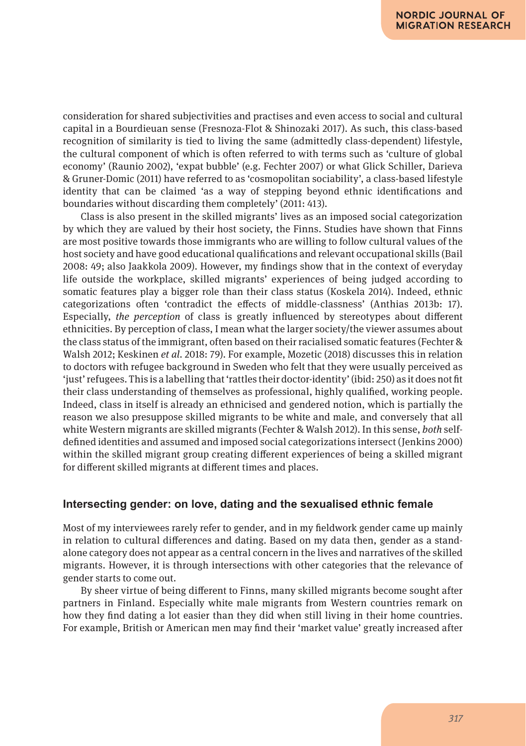consideration for shared subjectivities and practises and even access to social and cultural capital in a Bourdieuan sense (Fresnoza-Flot & Shinozaki 2017). As such, this class-based recognition of similarity is tied to living the same (admittedly class-dependent) lifestyle, the cultural component of which is often referred to with terms such as 'culture of global economy' (Raunio 2002), 'expat bubble' (e.g. Fechter 2007) or what Glick Schiller, Darieva & Gruner-Domic (2011) have referred to as 'cosmopolitan sociability', a class-based lifestyle identity that can be claimed 'as a way of stepping beyond ethnic identifications and boundaries without discarding them completely' (2011: 413).

Class is also present in the skilled migrants' lives as an imposed social categorization by which they are valued by their host society, the Finns. Studies have shown that Finns are most positive towards those immigrants who are willing to follow cultural values of the host society and have good educational qualifications and relevant occupational skills (Bail 2008: 49; also Jaakkola 2009). However, my findings show that in the context of everyday life outside the workplace, skilled migrants' experiences of being judged according to somatic features play a bigger role than their class status (Koskela 2014). Indeed, ethnic categorizations often 'contradict the effects of middle-classness' (Anthias 2013b: 17). Especially, *the perception* of class is greatly influenced by stereotypes about different ethnicities. By perception of class, I mean what the larger society/the viewer assumes about the class status of the immigrant, often based on their racialised somatic features (Fechter & Walsh 2012; Keskinen *et al*. 2018: 79). For example, Mozetic (2018) discusses this in relation to doctors with refugee background in Sweden who felt that they were usually perceived as 'just' refugees. This is a labelling that 'rattles their doctor-identity' (ibid: 250) as it does not fit their class understanding of themselves as professional, highly qualified, working people. Indeed, class in itself is already an ethnicised and gendered notion, which is partially the reason we also presuppose skilled migrants to be white and male, and conversely that all white Western migrants are skilled migrants (Fechter & Walsh 2012). In this sense, *both* self-defined identities and assumed and imposed social categorizations intersect (Jenkins 2000) within the skilled migrant group creating different experiences of being a skilled migrant for different skilled migrants at different times and places.

## Intersecting gender: on love, dating and the sexualised ethnic female

Most of my interviewees rarely refer to gender, and in my fieldwork gender came up mainly in relation to cultural differences and dating. Based on my data then, gender as a stand-alone category does not appear as a central concern in the lives and narratives of the skilled migrants. However, it is through intersections with other categories that the relevance of gender starts to come out.

By sheer virtue of being different to Finns, many skilled migrants become sought after partners in Finland. Especially white male migrants from Western countries remark on how they find dating a lot easier than they did when still living in their home countries. For example, British or American men may find their 'market value' greatly increased after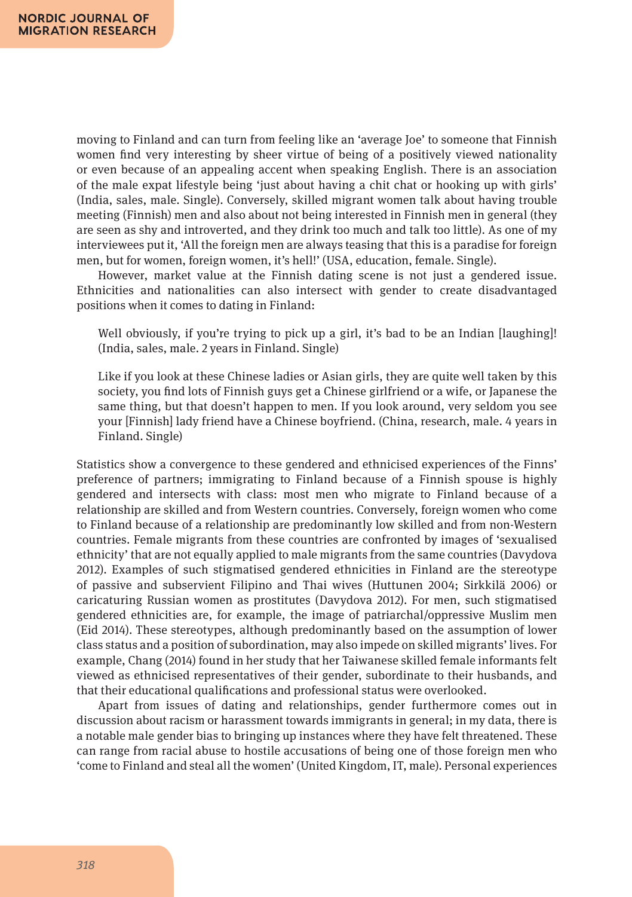moving to Finland and can turn from feeling like an 'average Joe' to someone that Finnish women find very interesting by sheer virtue of being of a positively viewed nationality or even because of an appealing accent when speaking English. There is an association of the male expat lifestyle being 'just about having a chit chat or hooking up with girls' (India, sales, male. Single). Conversely, skilled migrant women talk about having trouble meeting (Finnish) men and also about not being interested in Finnish men in general (they are seen as shy and introverted, and they drink too much and talk too little). As one of my interviewees put it, 'All the foreign men are always teasing that this is a paradise for foreign men, but for women, foreign women, it's hell!' (USA, education, female. Single).

However, market value at the Finnish dating scene is not just a gendered issue. Ethnicities and nationalities can also intersect with gender to create disadvantaged positions when it comes to dating in Finland:

> Well obviously, if you're trying to pick up a girl, it's bad to be an Indian [laughing]! (India, sales, male. 2 years in Finland. Single)

> Like if you look at these Chinese ladies or Asian girls, they are quite well taken by this society, you find lots of Finnish guys get a Chinese girlfriend or a wife, or Japanese the same thing, but that doesn't happen to men. If you look around, very seldom you see your [Finnish] lady friend have a Chinese boyfriend. (China, research, male. 4 years in Finland. Single)

Statistics show a convergence to these gendered and ethnicised experiences of the Finns' preference of partners; immigrating to Finland because of a Finnish spouse is highly gendered and intersects with class: most men who migrate to Finland because of a relationship are skilled and from Western countries. Conversely, foreign women who come to Finland because of a relationship are predominantly low skilled and from non-Western countries. Female migrants from these countries are confronted by images of 'sexualised ethnicity' that are not equally applied to male migrants from the same countries (Davydova 2012). Examples of such stigmatised gendered ethnicities in Finland are the stereotype of passive and subservient Filipino and Thai wives (Huttunen 2004; Sirkkilä 2006) or caricaturing Russian women as prostitutes (Davydova 2012). For men, such stigmatised gendered ethnicities are, for example, the image of patriarchal/oppressive Muslim men (Eid 2014). These stereotypes, although predominantly based on the assumption of lower class status and a position of subordination, may also impede on skilled migrants' lives. For example, Chang (2014) found in her study that her Taiwanese skilled female informants felt viewed as ethnicised representatives of their gender, subordinate to their husbands, and that their educational qualifications and professional status were overlooked.

Apart from issues of dating and relationships, gender furthermore comes out in discussion about racism or harassment towards immigrants in general; in my data, there is a notable male gender bias to bringing up instances where they have felt threatened. These can range from racial abuse to hostile accusations of being one of those foreign men who 'come to Finland and steal all the women' (United Kingdom, IT, male). Personal experiences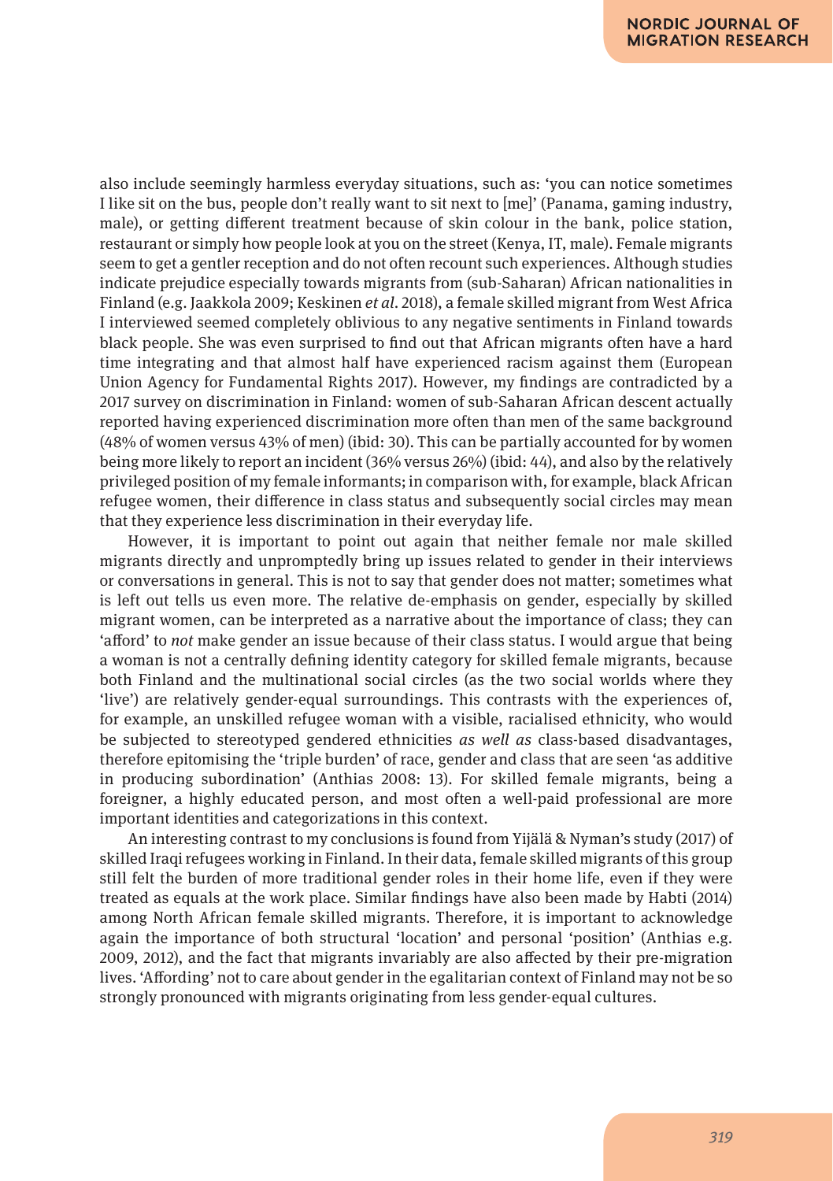also include seemingly harmless everyday situations, such as: 'you can notice sometimes I like sit on the bus, people don't really want to sit next to [me]' (Panama, gaming industry, male), or getting different treatment because of skin colour in the bank, police station, restaurant or simply how people look at you on the street (Kenya, IT, male). Female migrants seem to get a gentler reception and do not often recount such experiences. Although studies indicate prejudice especially towards migrants from (sub-Saharan) African nationalities in Finland (e.g. Jaakkola 2009; Keskinen *et al*. 2018), a female skilled migrant from West Africa I interviewed seemed completely oblivious to any negative sentiments in Finland towards black people. She was even surprised to find out that African migrants often have a hard time integrating and that almost half have experienced racism against them (European Union Agency for Fundamental Rights 2017). However, my findings are contradicted by a 2017 survey on discrimination in Finland: women of sub-Saharan African descent actually reported having experienced discrimination more often than men of the same background (48% of women versus 43% of men) (ibid: 30). This can be partially accounted for by women being more likely to report an incident (36% versus 26%) (ibid: 44), and also by the relatively privileged position of my female informants; in comparison with, for example, black African refugee women, their difference in class status and subsequently social circles may mean that they experience less discrimination in their everyday life.

However, it is important to point out again that neither female nor male skilled migrants directly and unpromptedly bring up issues related to gender in their interviews or conversations in general. This is not to say that gender does not matter; sometimes what is left out tells us even more. The relative de-emphasis on gender, especially by skilled migrant women, can be interpreted as a narrative about the importance of class; they can 'afford' to *not* make gender an issue because of their class status. I would argue that being a woman is not a centrally defining identity category for skilled female migrants, because both Finland and the multinational social circles (as the two social worlds where they 'live') are relatively gender-equal surroundings. This contrasts with the experiences of, for example, an unskilled refugee woman with a visible, racialised ethnicity, who would be subjected to stereotyped gendered ethnicities *as well as* class-based disadvantages, therefore epitomising the 'triple burden' of race, gender and class that are seen 'as additive in producing subordination' (Anthias 2008: 13). For skilled female migrants, being a foreigner, a highly educated person, and most often a well-paid professional are more important identities and categorizations in this context.

An interesting contrast to my conclusions is found from Yijälä & Nyman's study (2017) of skilled Iraqi refugees working in Finland. In their data, female skilled migrants of this group still felt the burden of more traditional gender roles in their home life, even if they were treated as equals at the work place. Similar findings have also been made by Habti (2014) among North African female skilled migrants. Therefore, it is important to acknowledge again the importance of both structural 'location' and personal 'position' (Anthias e.g. 2009, 2012), and the fact that migrants invariably are also affected by their pre-migration lives. 'Affording' not to care about gender in the egalitarian context of Finland may not be so strongly pronounced with migrants originating from less gender-equal cultures.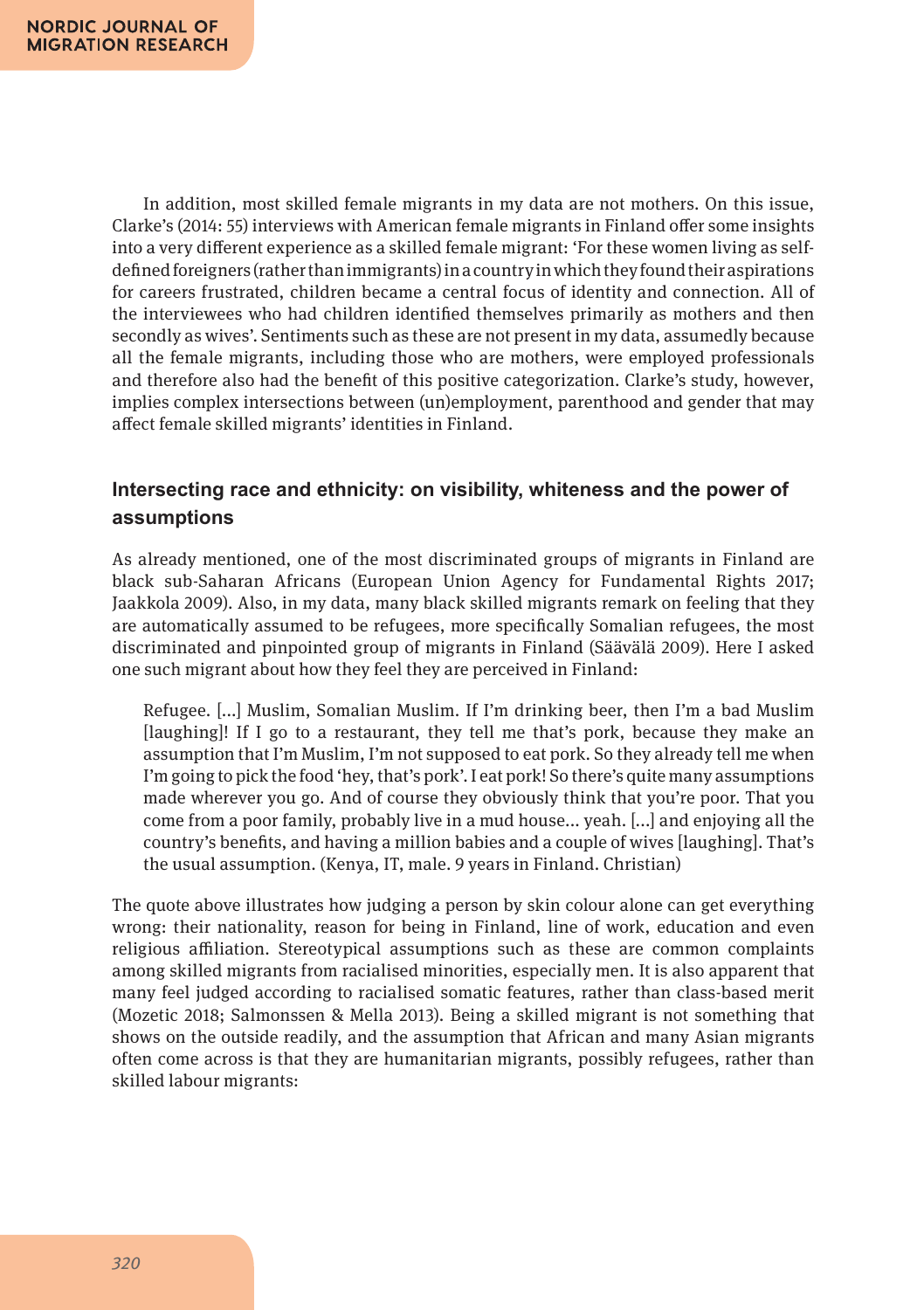In addition, most skilled female migrants in my data are not mothers. On this issue, Clarke's (2014: 55) interviews with American female migrants in Finland offer some insights into a very different experience as a skilled female migrant: 'For these women living as self-defined foreigners (rather than immigrants) in a country in which they found their aspirations for careers frustrated, children became a central focus of identity and connection. All of the interviewees who had children identified themselves primarily as mothers and then secondly as wives'. Sentiments such as these are not present in my data, assumedly because all the female migrants, including those who are mothers, were employed professionals and therefore also had the benefit of this positive categorization. Clarke's study, however, implies complex intersections between (un)employment, parenthood and gender that may affect female skilled migrants' identities in Finland.

## Intersecting race and ethnicity: on visibility, whiteness and the power of assumptions

As already mentioned, one of the most discriminated groups of migrants in Finland are black sub-Saharan Africans (European Union Agency for Fundamental Rights 2017; Jaakkola 2009). Also, in my data, many black skilled migrants remark on feeling that they are automatically assumed to be refugees, more specifically Somalian refugees, the most discriminated and pinpointed group of migrants in Finland (Säävälä 2009). Here I asked one such migrant about how they feel they are perceived in Finland:

> Refugee. [...] Muslim, Somalian Muslim. If I'm drinking beer, then I'm a bad Muslim [laughing]! If I go to a restaurant, they tell me that's pork, because they make an assumption that I'm Muslim, I'm not supposed to eat pork. So they already tell me when I'm going to pick the food 'hey, that's pork'. I eat pork! So there's quite many assumptions made wherever you go. And of course they obviously think that you're poor. That you come from a poor family, probably live in a mud house... yeah. [...] and enjoying all the country's benefits, and having a million babies and a couple of wives [laughing]. That's the usual assumption. (Kenya, IT, male. 9 years in Finland. Christian)

The quote above illustrates how judging a person by skin colour alone can get everything wrong: their nationality, reason for being in Finland, line of work, education and even religious affiliation. Stereotypical assumptions such as these are common complaints among skilled migrants from racialised minorities, especially men. It is also apparent that many feel judged according to racialised somatic features, rather than class-based merit (Mozetic 2018; Salmonssen & Mella 2013). Being a skilled migrant is not something that shows on the outside readily, and the assumption that African and many Asian migrants often come across is that they are humanitarian migrants, possibly refugees, rather than skilled labour migrants: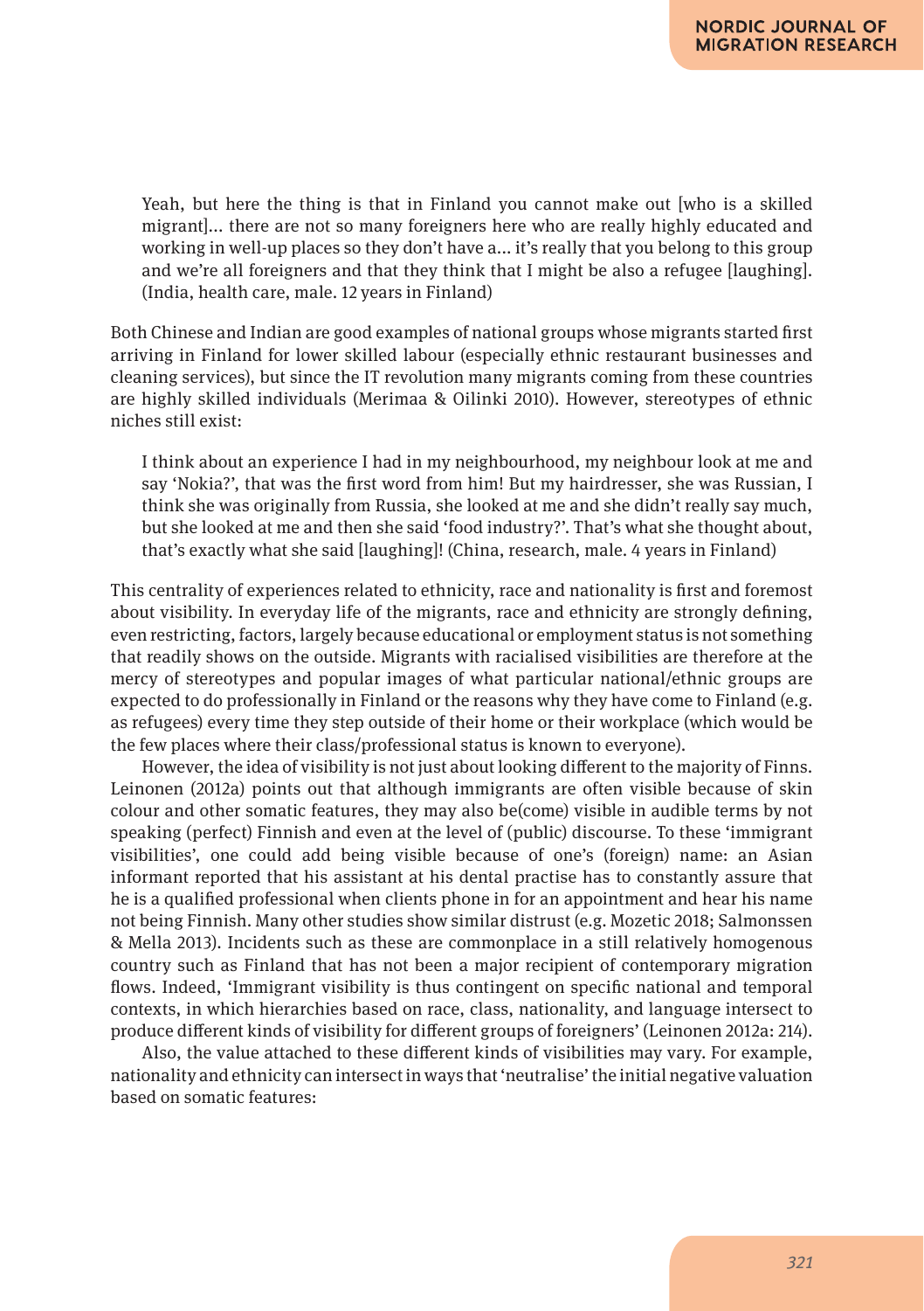> Yeah, but here the thing is that in Finland you cannot make out [who is a skilled migrant]… there are not so many foreigners here who are really highly educated and working in well-up places so they don't have a… it's really that you belong to this group and we're all foreigners and that they think that I might be also a refugee [laughing]. (India, health care, male. 12 years in Finland)

Both Chinese and Indian are good examples of national groups whose migrants started first arriving in Finland for lower skilled labour (especially ethnic restaurant businesses and cleaning services), but since the IT revolution many migrants coming from these countries are highly skilled individuals (Merimaa & Oilinki 2010). However, stereotypes of ethnic niches still exist:

> I think about an experience I had in my neighbourhood, my neighbour look at me and say 'Nokia?', that was the first word from him! But my hairdresser, she was Russian, I think she was originally from Russia, she looked at me and she didn't really say much, but she looked at me and then she said 'food industry?'. That's what she thought about, that's exactly what she said [laughing]! (China, research, male. 4 years in Finland)

This centrality of experiences related to ethnicity, race and nationality is first and foremost about visibility. In everyday life of the migrants, race and ethnicity are strongly defining, even restricting, factors, largely because educational or employment status is not something that readily shows on the outside. Migrants with racialised visibilities are therefore at the mercy of stereotypes and popular images of what particular national/ethnic groups are expected to do professionally in Finland or the reasons why they have come to Finland (e.g. as refugees) every time they step outside of their home or their workplace (which would be the few places where their class/professional status is known to everyone).

However, the idea of visibility is not just about looking different to the majority of Finns. Leinonen (2012a) points out that although immigrants are often visible because of skin colour and other somatic features, they may also be(come) visible in audible terms by not speaking (perfect) Finnish and even at the level of (public) discourse. To these 'immigrant visibilities', one could add being visible because of one's (foreign) name: an Asian informant reported that his assistant at his dental practise has to constantly assure that he is a qualified professional when clients phone in for an appointment and hear his name not being Finnish. Many other studies show similar distrust (e.g. Mozetic 2018; Salmonssen & Mella 2013). Incidents such as these are commonplace in a still relatively homogenous country such as Finland that has not been a major recipient of contemporary migration flows. Indeed, 'Immigrant visibility is thus contingent on specific national and temporal contexts, in which hierarchies based on race, class, nationality, and language intersect to produce different kinds of visibility for different groups of foreigners' (Leinonen 2012a: 214).

Also, the value attached to these different kinds of visibilities may vary. For example, nationality and ethnicity can intersect in ways that 'neutralise' the initial negative valuation based on somatic features: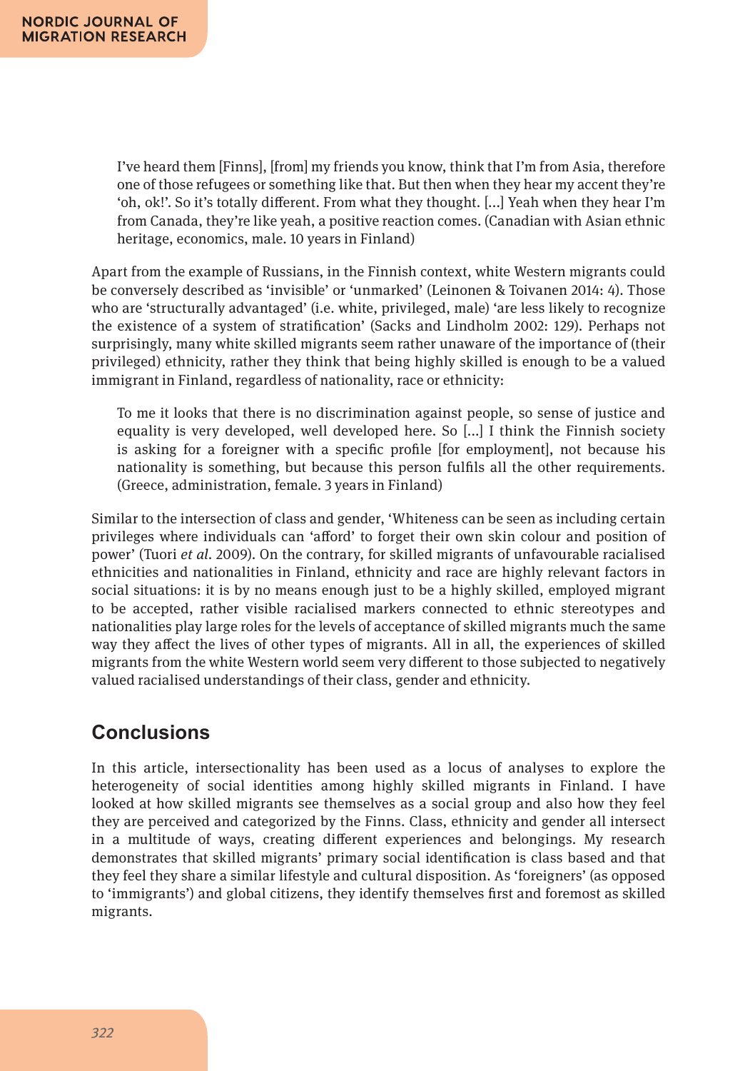> I've heard them [Finns], [from] my friends you know, think that I'm from Asia, therefore one of those refugees or something like that. But then when they hear my accent they're 'oh, ok!'. So it's totally different. From what they thought. [...] Yeah when they hear I'm from Canada, they're like yeah, a positive reaction comes. (Canadian with Asian ethnic heritage, economics, male. 10 years in Finland)

Apart from the example of Russians, in the Finnish context, white Western migrants could be conversely described as 'invisible' or 'unmarked' (Leinonen & Toivanen 2014: 4). Those who are 'structurally advantaged' (i.e. white, privileged, male) 'are less likely to recognize the existence of a system of stratification' (Sacks and Lindholm 2002: 129). Perhaps not surprisingly, many white skilled migrants seem rather unaware of the importance of (their privileged) ethnicity, rather they think that being highly skilled is enough to be a valued immigrant in Finland, regardless of nationality, race or ethnicity:

> To me it looks that there is no discrimination against people, so sense of justice and equality is very developed, well developed here. So [...] I think the Finnish society is asking for a foreigner with a specific profile [for employment], not because his nationality is something, but because this person fulfils all the other requirements. (Greece, administration, female. 3 years in Finland)

Similar to the intersection of class and gender, 'Whiteness can be seen as including certain privileges where individuals can 'afford' to forget their own skin colour and position of power' (Tuori *et al*. 2009). On the contrary, for skilled migrants of unfavourable racialised ethnicities and nationalities in Finland, ethnicity and race are highly relevant factors in social situations: it is by no means enough just to be a highly skilled, employed migrant to be accepted, rather visible racialised markers connected to ethnic stereotypes and nationalities play large roles for the levels of acceptance of skilled migrants much the same way they affect the lives of other types of migrants. All in all, the experiences of skilled migrants from the white Western world seem very different to those subjected to negatively valued racialised understandings of their class, gender and ethnicity.

## Conclusions

In this article, intersectionality has been used as a locus of analyses to explore the heterogeneity of social identities among highly skilled migrants in Finland. I have looked at how skilled migrants see themselves as a social group and also how they feel they are perceived and categorized by the Finns. Class, ethnicity and gender all intersect in a multitude of ways, creating different experiences and belongings. My research demonstrates that skilled migrants' primary social identification is class based and that they feel they share a similar lifestyle and cultural disposition. As 'foreigners' (as opposed to 'immigrants') and global citizens, they identify themselves first and foremost as skilled migrants.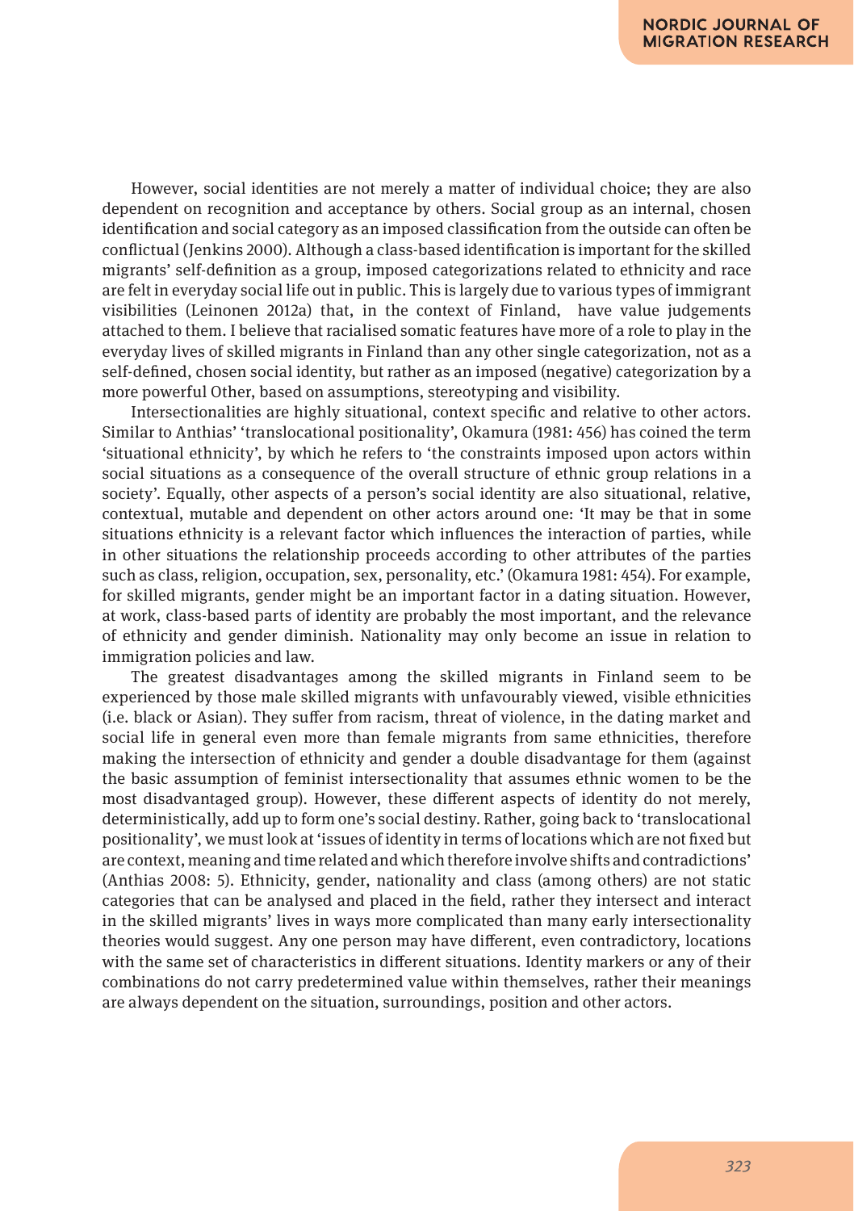However, social identities are not merely a matter of individual choice; they are also dependent on recognition and acceptance by others. Social group as an internal, chosen identification and social category as an imposed classification from the outside can often be conflictual (Jenkins 2000). Although a class-based identification is important for the skilled migrants' self-definition as a group, imposed categorizations related to ethnicity and race are felt in everyday social life out in public. This is largely due to various types of immigrant visibilities (Leinonen 2012a) that, in the context of Finland, have value judgements attached to them. I believe that racialised somatic features have more of a role to play in the everyday lives of skilled migrants in Finland than any other single categorization, not as a self-defined, chosen social identity, but rather as an imposed (negative) categorization by a more powerful Other, based on assumptions, stereotyping and visibility.

Intersectionalities are highly situational, context specific and relative to other actors. Similar to Anthias' 'translocational positionality', Okamura (1981: 456) has coined the term 'situational ethnicity', by which he refers to 'the constraints imposed upon actors within social situations as a consequence of the overall structure of ethnic group relations in a society'. Equally, other aspects of a person's social identity are also situational, relative, contextual, mutable and dependent on other actors around one: 'It may be that in some situations ethnicity is a relevant factor which influences the interaction of parties, while in other situations the relationship proceeds according to other attributes of the parties such as class, religion, occupation, sex, personality, etc.' (Okamura 1981: 454). For example, for skilled migrants, gender might be an important factor in a dating situation. However, at work, class-based parts of identity are probably the most important, and the relevance of ethnicity and gender diminish. Nationality may only become an issue in relation to immigration policies and law.

The greatest disadvantages among the skilled migrants in Finland seem to be experienced by those male skilled migrants with unfavourably viewed, visible ethnicities (i.e. black or Asian). They suffer from racism, threat of violence, in the dating market and social life in general even more than female migrants from same ethnicities, therefore making the intersection of ethnicity and gender a double disadvantage for them (against the basic assumption of feminist intersectionality that assumes ethnic women to be the most disadvantaged group). However, these different aspects of identity do not merely, deterministically, add up to form one's social destiny. Rather, going back to 'translocational positionality', we must look at 'issues of identity in terms of locations which are not fixed but are context, meaning and time related and which therefore involve shifts and contradictions' (Anthias 2008: 5). Ethnicity, gender, nationality and class (among others) are not static categories that can be analysed and placed in the field, rather they intersect and interact in the skilled migrants' lives in ways more complicated than many early intersectionality theories would suggest. Any one person may have different, even contradictory, locations with the same set of characteristics in different situations. Identity markers or any of their combinations do not carry predetermined value within themselves, rather their meanings are always dependent on the situation, surroundings, position and other actors.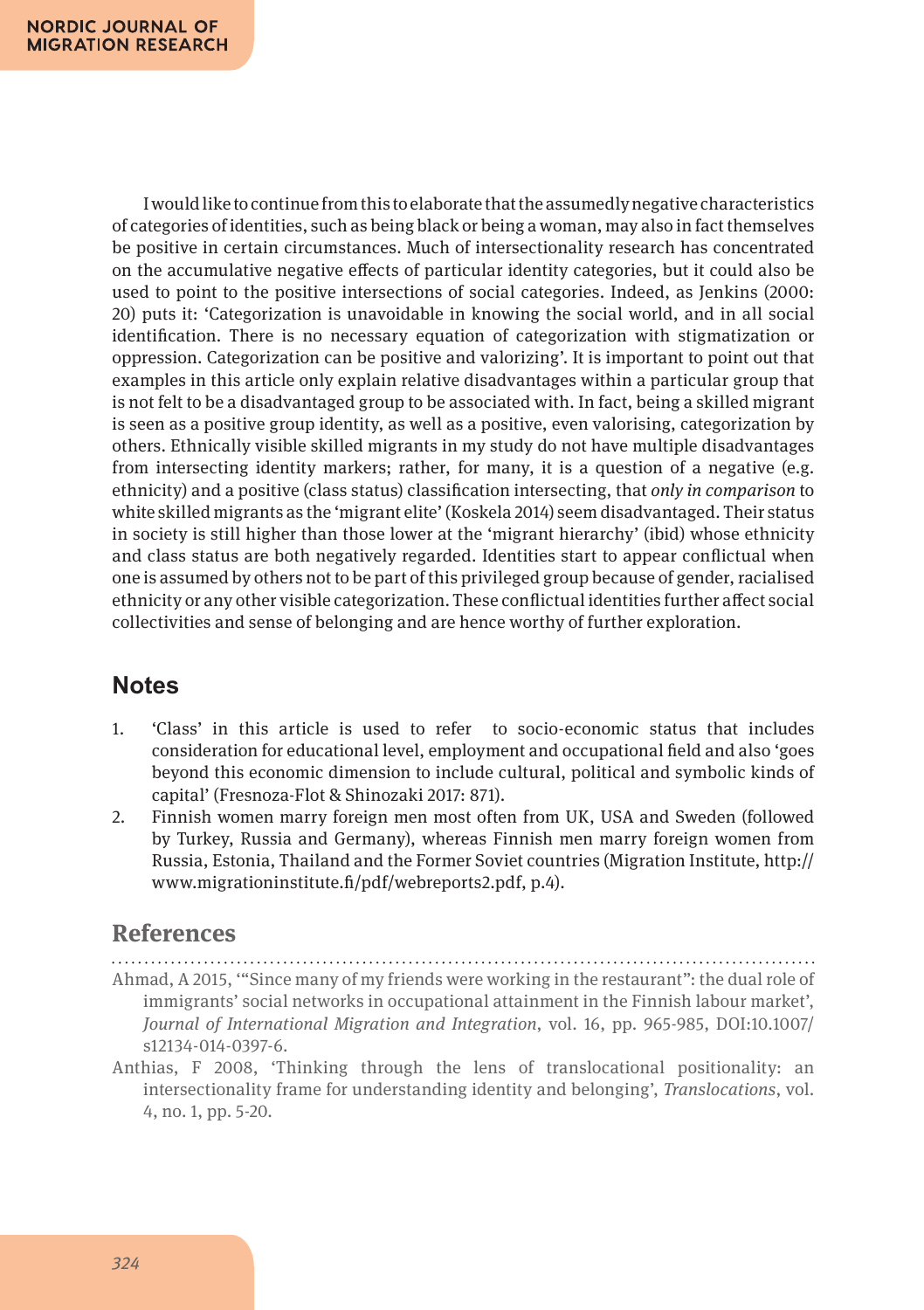I would like to continue from this to elaborate that the assumedly negative characteristics of categories of identities, such as being black or being a woman, may also in fact themselves be positive in certain circumstances. Much of intersectionality research has concentrated on the accumulative negative effects of particular identity categories, but it could also be used to point to the positive intersections of social categories. Indeed, as Jenkins (2000: 20) puts it: 'Categorization is unavoidable in knowing the social world, and in all social identification. There is no necessary equation of categorization with stigmatization or oppression. Categorization can be positive and valorizing'. It is important to point out that examples in this article only explain relative disadvantages within a particular group that is not felt to be a disadvantaged group to be associated with. In fact, being a skilled migrant is seen as a positive group identity, as well as a positive, even valorising, categorization by others. Ethnically visible skilled migrants in my study do not have multiple disadvantages from intersecting identity markers; rather, for many, it is a question of a negative (e.g. ethnicity) and a positive (class status) classification intersecting, that *only in comparison* to white skilled migrants as the 'migrant elite' (Koskela 2014) seem disadvantaged. Their status in society is still higher than those lower at the 'migrant hierarchy' (ibid) whose ethnicity and class status are both negatively regarded. Identities start to appear conflictual when one is assumed by others not to be part of this privileged group because of gender, racialised ethnicity or any other visible categorization. These conflictual identities further affect social collectivities and sense of belonging and are hence worthy of further exploration.

## Notes

1. 'Class' in this article is used to refer to socio-economic status that includes consideration for educational level, employment and occupational field and also 'goes beyond this economic dimension to include cultural, political and symbolic kinds of capital' (Fresnoza-Flot & Shinozaki 2017: 871).
2. Finnish women marry foreign men most often from UK, USA and Sweden (followed by Turkey, Russia and Germany), whereas Finnish men marry foreign women from Russia, Estonia, Thailand and the Former Soviet countries (Migration Institute, http://www.migrationinstitute.fi/pdf/webreports2.pdf, p.4).

## References

Ahmad, A 2015, '"Since many of my friends were working in the restaurant": the dual role of immigrants' social networks in occupational attainment in the Finnish labour market', *Journal of International Migration and Integration*, vol. 16, pp. 965-985, DOI:10.1007/s12134-014-0397-6.

Anthias, F 2008, 'Thinking through the lens of translocational positionality: an intersectionality frame for understanding identity and belonging', *Translocations*, vol. 4, no. 1, pp. 5-20.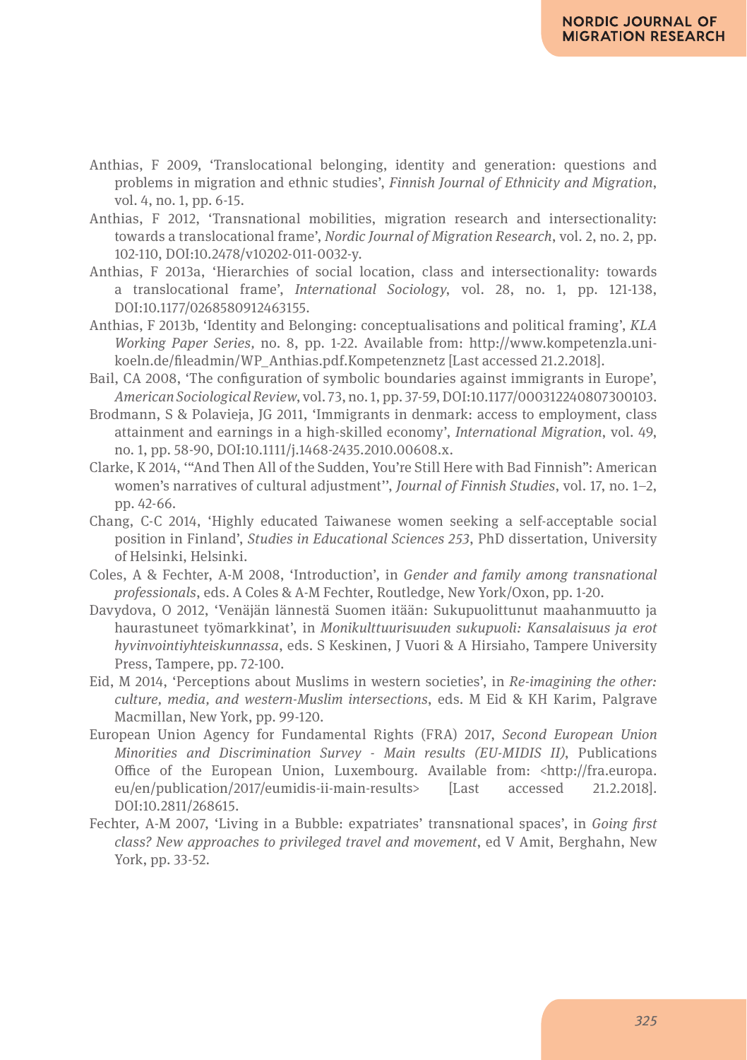Anthias, F 2009, 'Translocational belonging, identity and generation: questions and problems in migration and ethnic studies', *Finnish Journal of Ethnicity and Migration*, vol. 4, no. 1, pp. 6-15.

Anthias, F 2012, 'Transnational mobilities, migration research and intersectionality: towards a translocational frame', *Nordic Journal of Migration Research*, vol. 2, no. 2, pp. 102-110, DOI:10.2478/v10202-011-0032-y.

Anthias, F 2013a, 'Hierarchies of social location, class and intersectionality: towards a translocational frame', *International Sociology*, vol. 28, no. 1, pp. 121-138, DOI:10.1177/0268580912463155.

Anthias, F 2013b, 'Identity and Belonging: conceptualisations and political framing', *KLA Working Paper Series,* no. 8, pp. 1-22. Available from: http://www.kompetenzla.uni-koeln.de/fileadmin/WP_Anthias.pdf.Kompetenznetz [Last accessed 21.2.2018].

Bail, CA 2008, 'The configuration of symbolic boundaries against immigrants in Europe', *American Sociological Review*, vol. 73, no. 1, pp. 37-59, DOI:10.1177/000312240807300103.

Brodmann, S & Polavieja, JG 2011, 'Immigrants in denmark: access to employment, class attainment and earnings in a high-skilled economy', *International Migration*, vol. 49, no. 1, pp. 58-90, DOI:10.1111/j.1468-2435.2010.00608.x.

Clarke, K 2014, '"And Then All of the Sudden, You're Still Here with Bad Finnish": American women's narratives of cultural adjustment'', *Journal of Finnish Studies*, vol. 17, no. 1–2, pp. 42-66.

Chang, C-C 2014, 'Highly educated Taiwanese women seeking a self-acceptable social position in Finland', *Studies in Educational Sciences 253*, PhD dissertation, University of Helsinki, Helsinki.

Coles, A & Fechter, A-M 2008, 'Introduction', in *Gender and family among transnational professionals*, eds. A Coles & A-M Fechter, Routledge, New York/Oxon, pp. 1-20.

Davydova, O 2012, 'Venäjän lännestä Suomen itään: Sukupuolittunut maahanmuutto ja haurastuneet työmarkkinat', in *Monikulttuurisuuden sukupuoli: Kansalaisuus ja erot hyvinvointiyhteiskunnassa*, eds. S Keskinen, J Vuori & A Hirsiaho, Tampere University Press, Tampere, pp. 72-100.

Eid, M 2014, 'Perceptions about Muslims in western societies', in *Re-imagining the other: culture, media, and western-Muslim intersections*, eds. M Eid & KH Karim, Palgrave Macmillan, New York, pp. 99-120.

European Union Agency for Fundamental Rights (FRA) 2017, *Second European Union Minorities and Discrimination Survey - Main results (EU-MIDIS II)*, Publications Office of the European Union, Luxembourg. Available from: <http://fra.europa.eu/en/publication/2017/eumidis-ii-main-results> [Last accessed 21.2.2018]. DOI:10.2811/268615.

Fechter, A-M 2007, 'Living in a Bubble: expatriates' transnational spaces', in *Going first class? New approaches to privileged travel and movement*, ed V Amit, Berghahn, New York, pp. 33-52.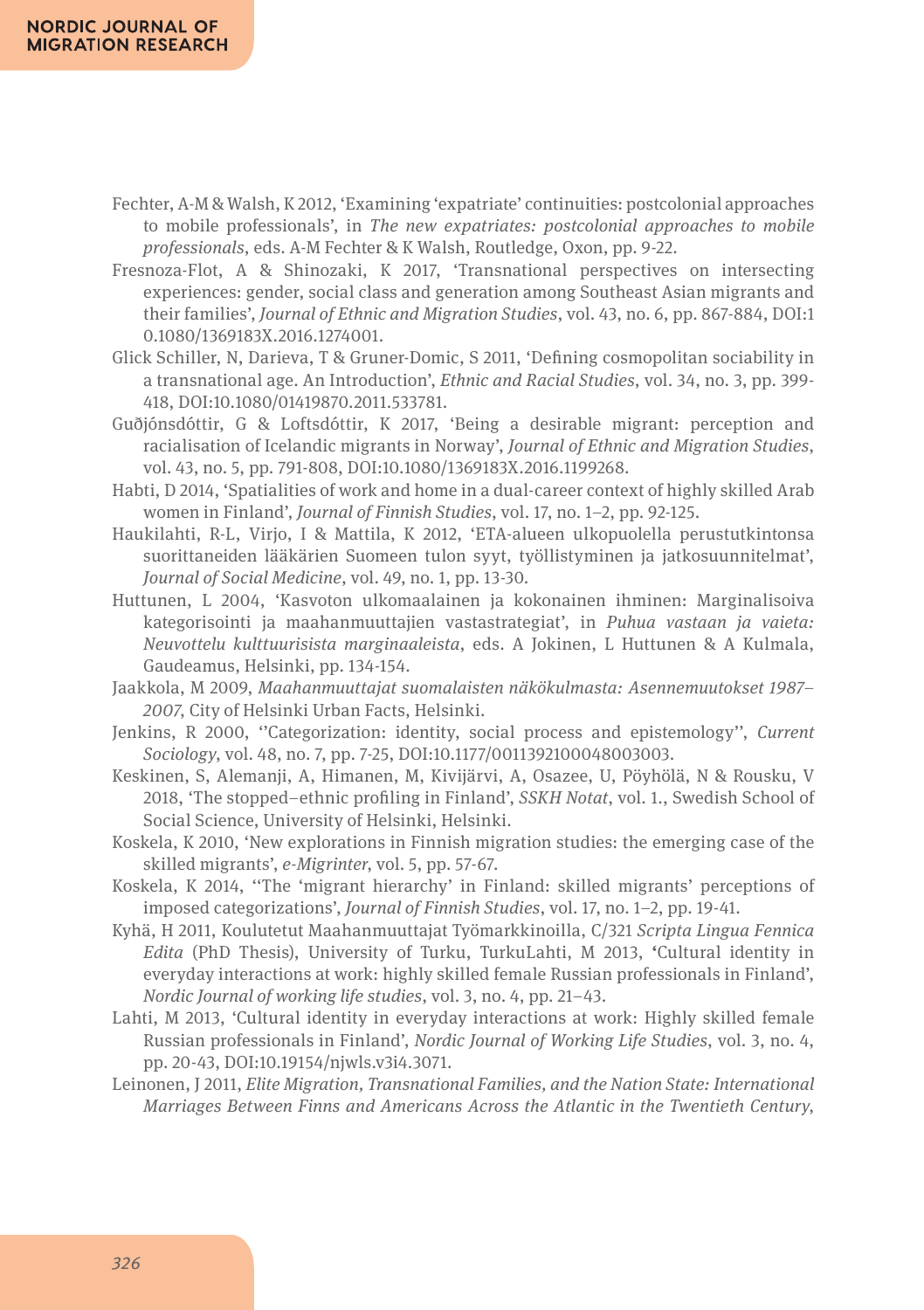Fechter, A-M & Walsh, K 2012, 'Examining 'expatriate' continuities: postcolonial approaches to mobile professionals', in *The new expatriates: postcolonial approaches to mobile professionals*, eds. A-M Fechter & K Walsh, Routledge, Oxon, pp. 9-22.

Fresnoza-Flot, A & Shinozaki, K 2017, 'Transnational perspectives on intersecting experiences: gender, social class and generation among Southeast Asian migrants and their families', *Journal of Ethnic and Migration Studies*, vol. 43, no. 6, pp. 867-884, DOI:10.1080/1369183X.2016.1274001.

Glick Schiller, N, Darieva, T & Gruner-Domic, S 2011, 'Defining cosmopolitan sociability in a transnational age. An Introduction', *Ethnic and Racial Studies*, vol. 34, no. 3, pp. 399-418, DOI:10.1080/01419870.2011.533781.

Guðjónsdóttir, G & Loftsdóttir, K 2017, 'Being a desirable migrant: perception and racialisation of Icelandic migrants in Norway', *Journal of Ethnic and Migration Studies*, vol. 43, no. 5, pp. 791-808, DOI:10.1080/1369183X.2016.1199268.

Habti, D 2014, 'Spatialities of work and home in a dual-career context of highly skilled Arab women in Finland', *Journal of Finnish Studies*, vol. 17, no. 1–2, pp. 92-125.

Haukilahti, R-L, Virjo, I & Mattila, K 2012, 'ETA-alueen ulkopuolella perustutkintonsa suorittaneiden lääkärien Suomeen tulon syyt, työllistyminen ja jatkosuunnitelmat', *Journal of Social Medicine*, vol. 49, no. 1, pp. 13-30.

Huttunen, L 2004, 'Kasvoton ulkomaalainen ja kokonainen ihminen: Marginalisoiva kategorisointi ja maahanmuuttajien vastastrategiat', in *Puhua vastaan ja vaieta: Neuvottelu kulttuurisista marginaaleista*, eds. A Jokinen, L Huttunen & A Kulmala, Gaudeamus, Helsinki, pp. 134-154.

Jaakkola, M 2009, *Maahanmuuttajat suomalaisten näkökulmasta: Asennemuutokset 1987–2007*, City of Helsinki Urban Facts, Helsinki.

Jenkins, R 2000, ''Categorization: identity, social process and epistemology'', *Current Sociology*, vol. 48, no. 7, pp. 7-25, DOI:10.1177/0011392100048003003.

Keskinen, S, Alemanji, A, Himanen, M, Kivijärvi, A, Osazee, U, Pöyhölä, N & Rousku, V 2018, 'The stopped–ethnic profiling in Finland', *SSKH Notat*, vol. 1., Swedish School of Social Science, University of Helsinki, Helsinki.

Koskela, K 2010, 'New explorations in Finnish migration studies: the emerging case of the skilled migrants', *e-Migrinter*, vol. 5, pp. 57-67.

Koskela, K 2014, ''The 'migrant hierarchy' in Finland: skilled migrants' perceptions of imposed categorizations', *Journal of Finnish Studies*, vol. 17, no. 1–2, pp. 19-41.

Kyhä, H 2011, Koulutetut Maahanmuuttajat Työmarkkinoilla, C/321 *Scripta Lingua Fennica Edita* (PhD Thesis), University of Turku, TurkuLahti, M 2013, **'**Cultural identity in everyday interactions at work: highly skilled female Russian professionals in Finland', *Nordic Journal of working life studies*, vol. 3, no. 4, pp. 21–43.

Lahti, M 2013, 'Cultural identity in everyday interactions at work: Highly skilled female Russian professionals in Finland', *Nordic Journal of Working Life Studies*, vol. 3, no. 4, pp. 20-43, DOI:10.19154/njwls.v3i4.3071.

Leinonen, J 2011, *Elite Migration, Transnational Families, and the Nation State: International Marriages Between Finns and Americans Across the Atlantic in the Twentieth Century*,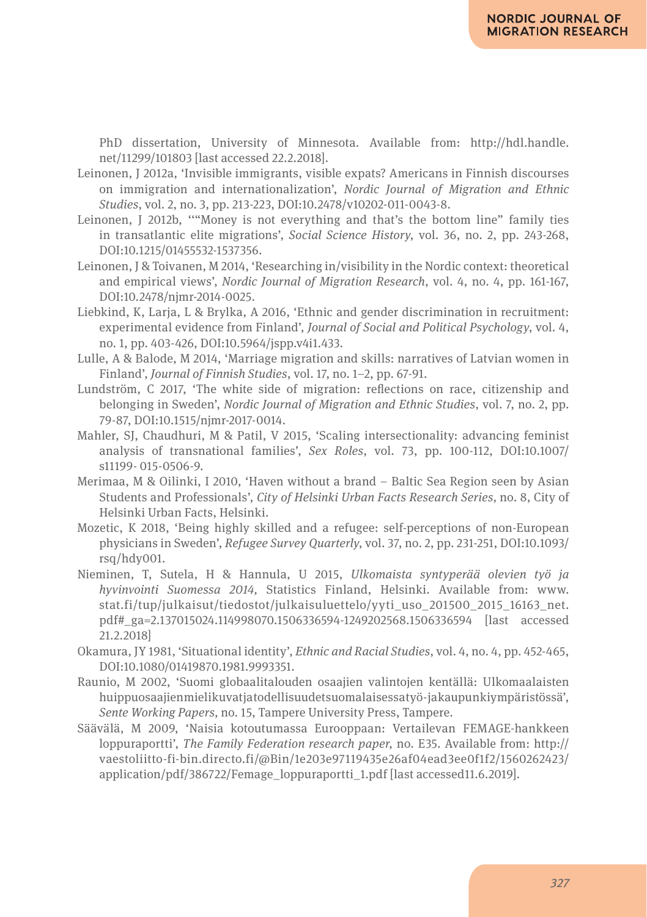PhD dissertation, University of Minnesota. Available from: http://hdl.handle.net/11299/101803 [last accessed 22.2.2018].

Leinonen, J 2012a, 'Invisible immigrants, visible expats? Americans in Finnish discourses on immigration and internationalization', *Nordic Journal of Migration and Ethnic Studies*, vol. 2, no. 3, pp. 213-223, DOI:10.2478/v10202-011-0043-8.

Leinonen, J 2012b, '"Money is not everything and that's the bottom line" family ties in transatlantic elite migrations', *Social Science History*, vol. 36, no. 2, pp. 243-268, DOI:10.1215/01455532-1537356.

Leinonen, J & Toivanen, M 2014, 'Researching in/visibility in the Nordic context: theoretical and empirical views', *Nordic Journal of Migration Research*, vol. 4, no. 4, pp. 161-167, DOI:10.2478/njmr-2014-0025.

Liebkind, K, Larja, L & Brylka, A 2016, 'Ethnic and gender discrimination in recruitment: experimental evidence from Finland', *Journal of Social and Political Psychology*, vol. 4, no. 1, pp. 403-426, DOI:10.5964/jspp.v4i1.433.

Lulle, A & Balode, M 2014, 'Marriage migration and skills: narratives of Latvian women in Finland', *Journal of Finnish Studies*, vol. 17, no. 1–2, pp. 67-91.

Lundström, C 2017, 'The white side of migration: reflections on race, citizenship and belonging in Sweden', *Nordic Journal of Migration and Ethnic Studies*, vol. 7, no. 2, pp. 79-87, DOI:10.1515/njmr-2017-0014.

Mahler, SJ, Chaudhuri, M & Patil, V 2015, 'Scaling intersectionality: advancing feminist analysis of transnational families', *Sex Roles*, vol. 73, pp. 100-112, DOI:10.1007/s11199- 015-0506-9.

Merimaa, M & Oilinki, I 2010, 'Haven without a brand – Baltic Sea Region seen by Asian Students and Professionals', *City of Helsinki Urban Facts Research Series*, no. 8, City of Helsinki Urban Facts, Helsinki.

Mozetic, K 2018, 'Being highly skilled and a refugee: self-perceptions of non-European physicians in Sweden', *Refugee Survey Quarterly*, vol. 37, no. 2, pp. 231-251, DOI:10.1093/rsq/hdy001.

Nieminen, T, Sutela, H & Hannula, U 2015, *Ulkomaista syntyperää olevien työ ja hyvinvointi Suomessa 2014*, Statistics Finland, Helsinki. Available from: www.stat.fi/tup/julkaisut/tiedostot/julkaisuluettelo/yyti_uso_201500_2015_16163_net.pdf#_ga=2.137015024.114998070.1506336594-1249202568.1506336594 [last accessed 21.2.2018]

Okamura, JY 1981, 'Situational identity', *Ethnic and Racial Studies*, vol. 4, no. 4, pp. 452-465, DOI:10.1080/01419870.1981.9993351.

Raunio, M 2002, 'Suomi globaalitalouden osaajien valintojen kentällä: Ulkomaalaisten huippuosaajienmielikuvatjatodellisuudetsuomalaisessatyö-jakaupunkiympäristössä', *Sente Working Papers,* no. 15, Tampere University Press, Tampere.

Säävälä, M 2009, 'Naisia kotoutumassa Eurooppaan: Vertailevan FEMAGE-hankkeen loppuraportti', *The Family Federation research paper*, no. E35. Available from: http://vaestoliitto-fi-bin.directo.fi/@Bin/1e203e97119435e26af04ead3ee0f1f2/1560262423/application/pdf/386722/Femage_loppuraportti_1.pdf [last accessed11.6.2019].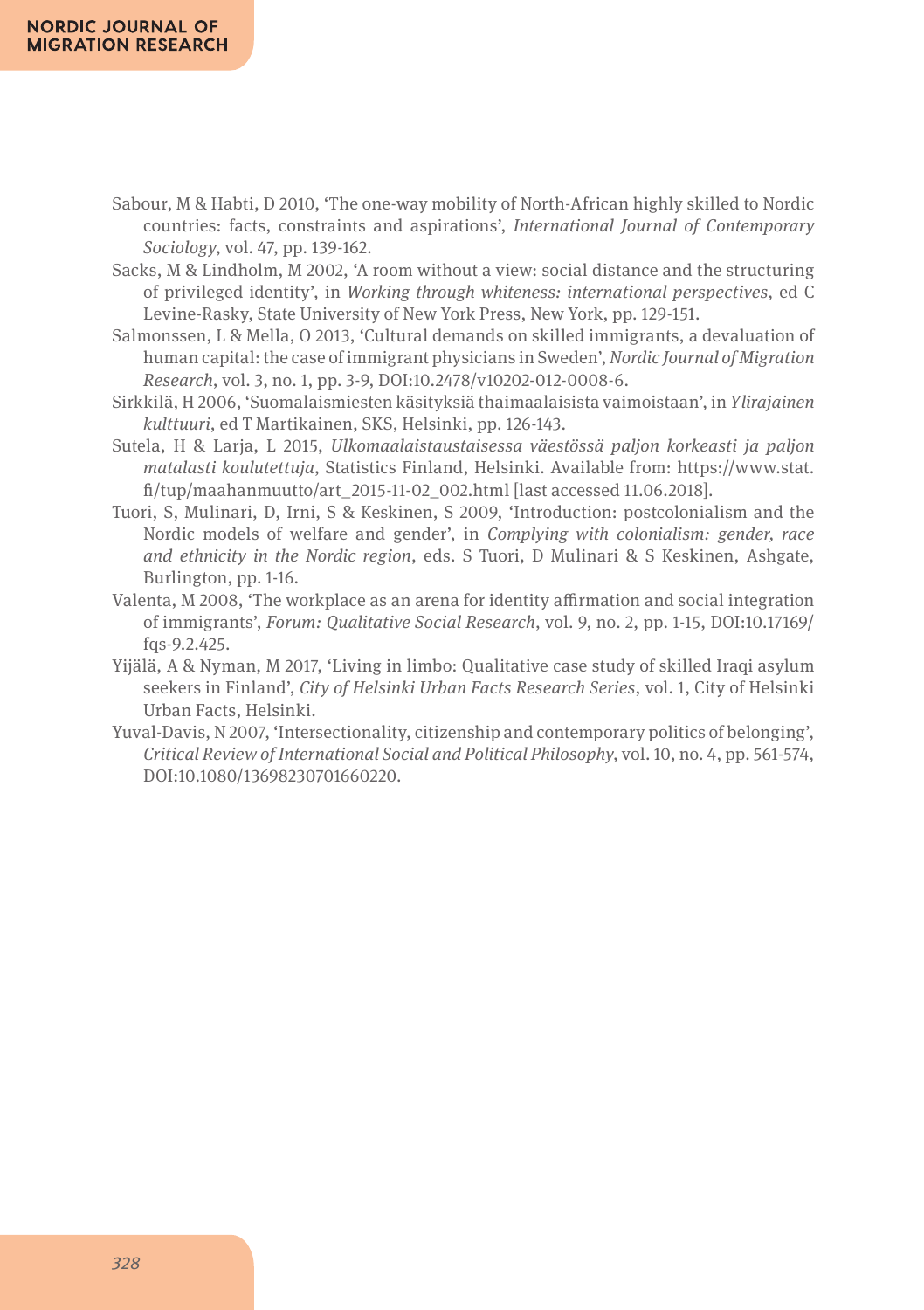Sabour, M & Habti, D 2010, 'The one-way mobility of North-African highly skilled to Nordic countries: facts, constraints and aspirations', *International Journal of Contemporary Sociology*, vol. 47, pp. 139-162.

Sacks, M & Lindholm, M 2002, 'A room without a view: social distance and the structuring of privileged identity', in *Working through whiteness: international perspectives*, ed C Levine-Rasky, State University of New York Press, New York, pp. 129-151.

Salmonssen, L & Mella, O 2013, 'Cultural demands on skilled immigrants, a devaluation of human capital: the case of immigrant physicians in Sweden', *Nordic Journal of Migration Research*, vol. 3, no. 1, pp. 3-9, DOI:10.2478/v10202-012-0008-6.

Sirkkilä, H 2006, 'Suomalaismiesten käsityksiä thaimaalaisista vaimoistaan', in *Ylirajainen kulttuuri*, ed T Martikainen, SKS, Helsinki, pp. 126-143.

Sutela, H & Larja, L 2015, *Ulkomaalaistaustaisessa väestössä paljon korkeasti ja paljon matalasti koulutettuja*, Statistics Finland, Helsinki. Available from: https://www.stat.fi/tup/maahanmuutto/art_2015-11-02_002.html [last accessed 11.06.2018].

Tuori, S, Mulinari, D, Irni, S & Keskinen, S 2009, 'Introduction: postcolonialism and the Nordic models of welfare and gender', in *Complying with colonialism: gender, race and ethnicity in the Nordic region*, eds. S Tuori, D Mulinari & S Keskinen, Ashgate, Burlington, pp. 1-16.

Valenta, M 2008, 'The workplace as an arena for identity affirmation and social integration of immigrants', *Forum: Qualitative Social Research*, vol. 9, no. 2, pp. 1-15, DOI:10.17169/fqs-9.2.425.

Yijälä, A & Nyman, M 2017, 'Living in limbo: Qualitative case study of skilled Iraqi asylum seekers in Finland', *City of Helsinki Urban Facts Research Series*, vol. 1, City of Helsinki Urban Facts, Helsinki.

Yuval-Davis, N 2007, 'Intersectionality, citizenship and contemporary politics of belonging', *Critical Review of International Social and Political Philosophy*, vol. 10, no. 4, pp. 561-574, DOI:10.1080/13698230701660220.